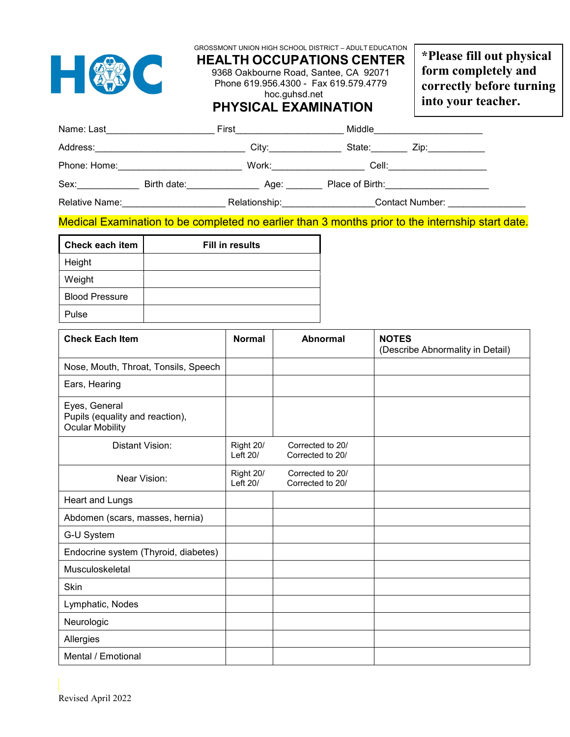GROSSMONT UNION HIGH SCHOOL DISTRICT – ADULT EDUCATION

# HEALTH OCCUPATIONS CENTER

9368 Oakbourne Road, Santee, CA 92071
Phone 619.956.4300 - Fax 619.579.4779
hoc.guhsd.net

## PHYSICAL EXAMINATION

**\*Please fill out physical form completely and correctly before turning into your teacher.**

Name: Last____________________ First____________________ Middle____________________

Address:____________________________ City:_____________ State:_______ Zip:___________

Phone: Home:_______________________ Work:_________________ Cell:__________________

Sex:____________ Birth date:______________ Age: _______ Place of Birth:____________________

Relative Name:___________________ Relationship:_________________Contact Number: _______________

Medical Examination to be completed no earlier than 3 months prior to the internship start date.

| Check each item | Fill in results |
|---|---|
| Height | |
| Weight | |
| Blood Pressure | |
| Pulse | |

| Check Each Item | Normal | Abnormal | NOTES (Describe Abnormality in Detail) |
|---|---|---|---|
| Nose, Mouth, Throat, Tonsils, Speech | | | |
| Ears, Hearing | | | |
| Eyes, General<br>Pupils (equality and reaction),<br>Ocular Mobility | | | |
| Distant Vision: | Right 20/<br>Left 20/ | Corrected to 20/<br>Corrected to 20/ | |
| Near Vision: | Right 20/<br>Left 20/ | Corrected to 20/<br>Corrected to 20/ | |
| Heart and Lungs | | | |
| Abdomen (scars, masses, hernia) | | | |
| G-U System | | | |
| Endocrine system (Thyroid, diabetes) | | | |
| Musculoskeletal | | | |
| Skin | | | |
| Lymphatic, Nodes | | | |
| Neurologic | | | |
| Allergies | | | |
| Mental / Emotional | | | |

Revised April 2022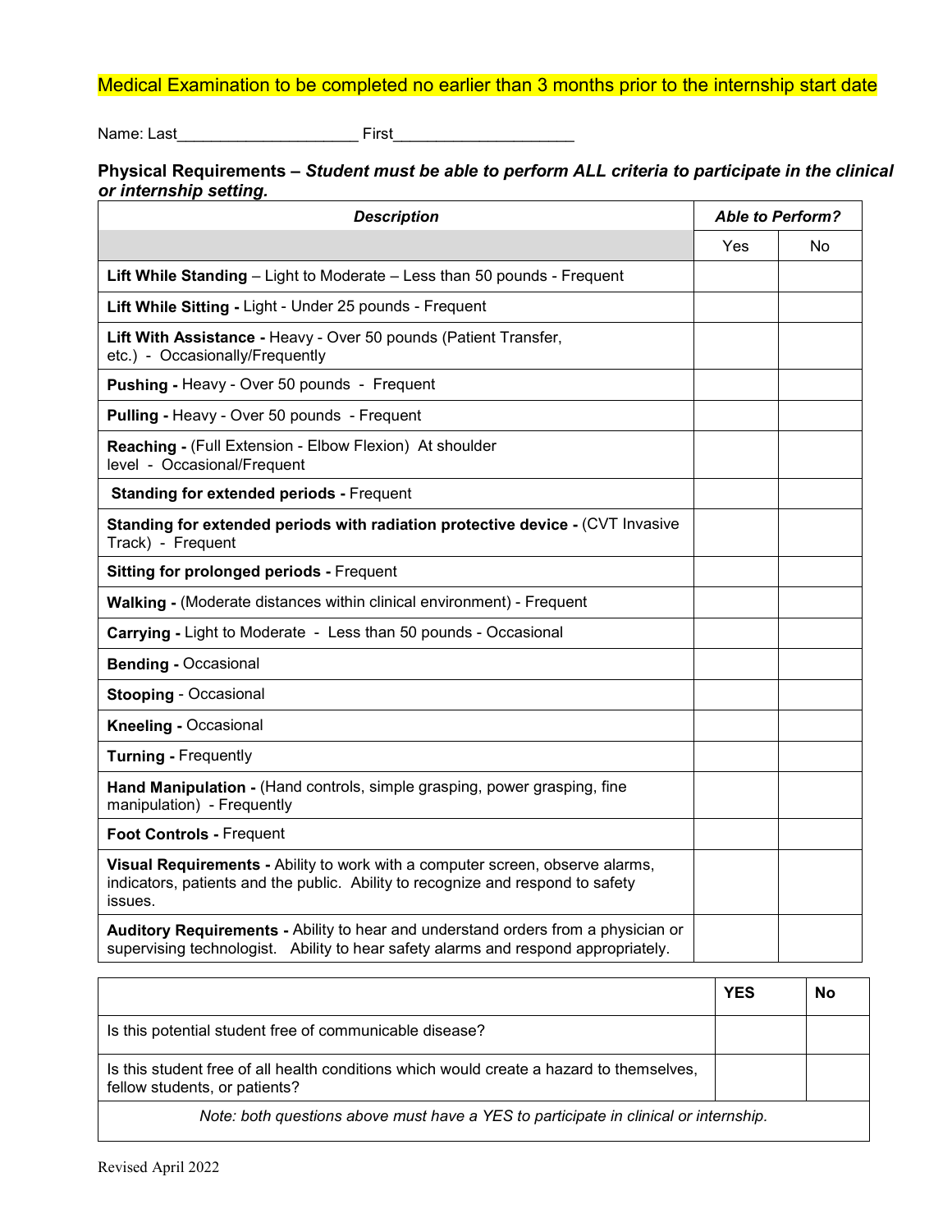Medical Examination to be completed no earlier than 3 months prior to the internship start date

Name: Last_____________________ First_____________________

**Physical Requirements –** ***Student must be able to perform ALL criteria to participate in the clinical or internship setting.***

| ***Description*** | ***Able to Perform?*** | |
|---|---|---|
| | Yes | No |
| **Lift While Standing** – Light to Moderate – Less than 50 pounds - Frequent | | |
| **Lift While Sitting -** Light - Under 25 pounds - Frequent | | |
| **Lift With Assistance -** Heavy - Over 50 pounds (Patient Transfer, etc.) - Occasionally/Frequently | | |
| **Pushing -** Heavy - Over 50 pounds - Frequent | | |
| **Pulling -** Heavy - Over 50 pounds - Frequent | | |
| **Reaching -** (Full Extension - Elbow Flexion) At shoulder level - Occasional/Frequent | | |
| **Standing for extended periods -** Frequent | | |
| **Standing for extended periods with radiation protective device -** (CVT Invasive Track) - Frequent | | |
| **Sitting for prolonged periods -** Frequent | | |
| **Walking -** (Moderate distances within clinical environment) - Frequent | | |
| **Carrying -** Light to Moderate - Less than 50 pounds - Occasional | | |
| **Bending -** Occasional | | |
| **Stooping** - Occasional | | |
| **Kneeling -** Occasional | | |
| **Turning -** Frequently | | |
| **Hand Manipulation -** (Hand controls, simple grasping, power grasping, fine manipulation) - Frequently | | |
| **Foot Controls -** Frequent | | |
| **Visual Requirements -** Ability to work with a computer screen, observe alarms, indicators, patients and the public. Ability to recognize and respond to safety issues. | | |
| **Auditory Requirements -** Ability to hear and understand orders from a physician or supervising technologist. Ability to hear safety alarms and respond appropriately. | | |

| | **YES** | **No** |
|---|---|---|
| Is this potential student free of communicable disease? | | |
| Is this student free of all health conditions which would create a hazard to themselves, fellow students, or patients? | | |
| *Note: both questions above must have a YES to participate in clinical or internship.* | | |

Revised April 2022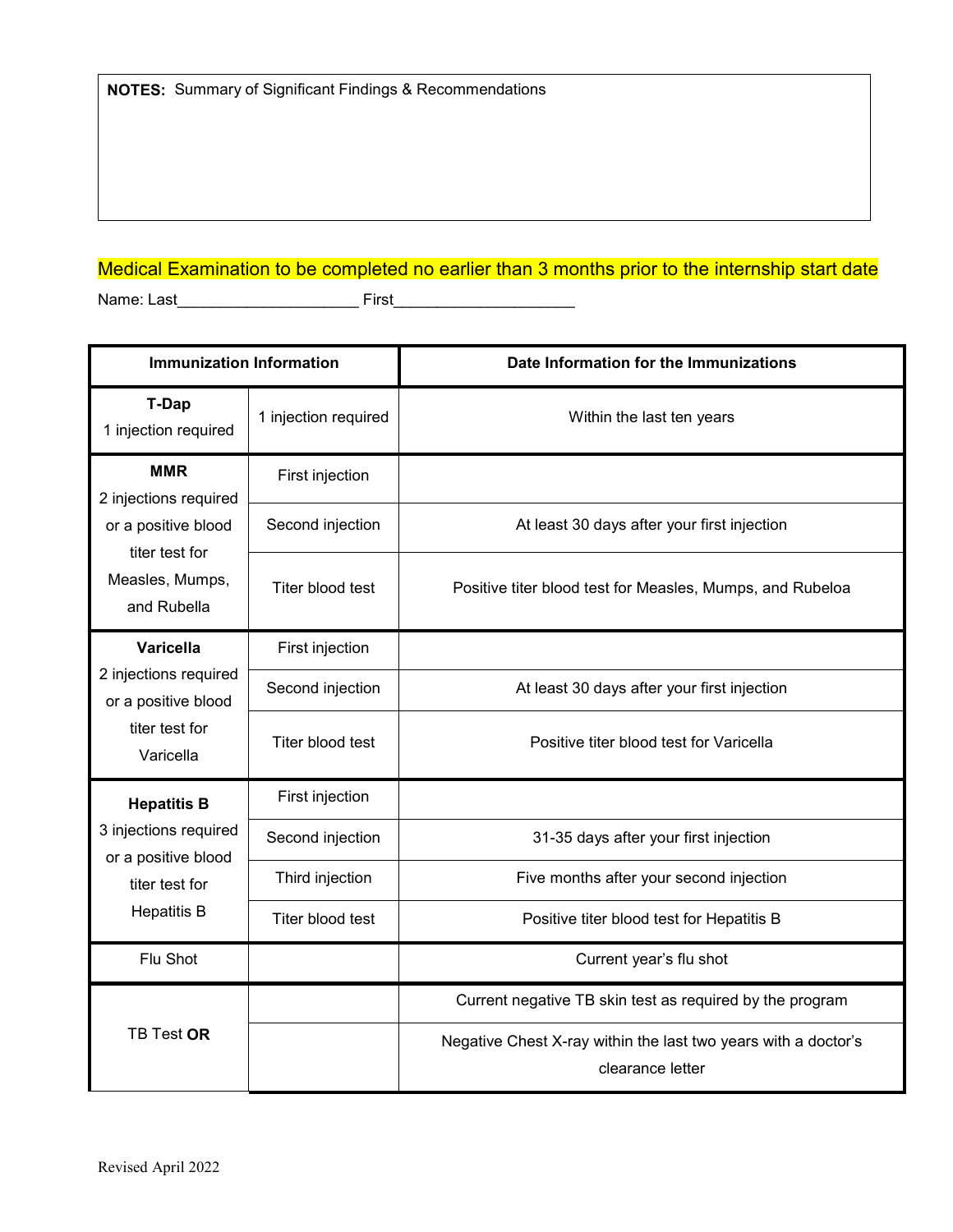**NOTES:** Summary of Significant Findings & Recommendations

Medical Examination to be completed no earlier than 3 months prior to the internship start date

Name: Last____________________ First____________________

| Immunization Information | | Date Information for the Immunizations |
|---|---|---|
| **T-Dap** 1 injection required | 1 injection required | Within the last ten years |
| **MMR** 2 injections required or a positive blood titer test for Measles, Mumps, and Rubella | First injection | |
| | Second injection | At least 30 days after your first injection |
| | Titer blood test | Positive titer blood test for Measles, Mumps, and Rubeloa |
| **Varicella** 2 injections required or a positive blood titer test for Varicella | First injection | |
| | Second injection | At least 30 days after your first injection |
| | Titer blood test | Positive titer blood test for Varicella |
| **Hepatitis B** 3 injections required or a positive blood titer test for Hepatitis B | First injection | |
| | Second injection | 31-35 days after your first injection |
| | Third injection | Five months after your second injection |
| | Titer blood test | Positive titer blood test for Hepatitis B |
| Flu Shot | | Current year's flu shot |
| TB Test **OR** | | Current negative TB skin test as required by the program |
| | | Negative Chest X-ray within the last two years with a doctor's clearance letter |

Revised April 2022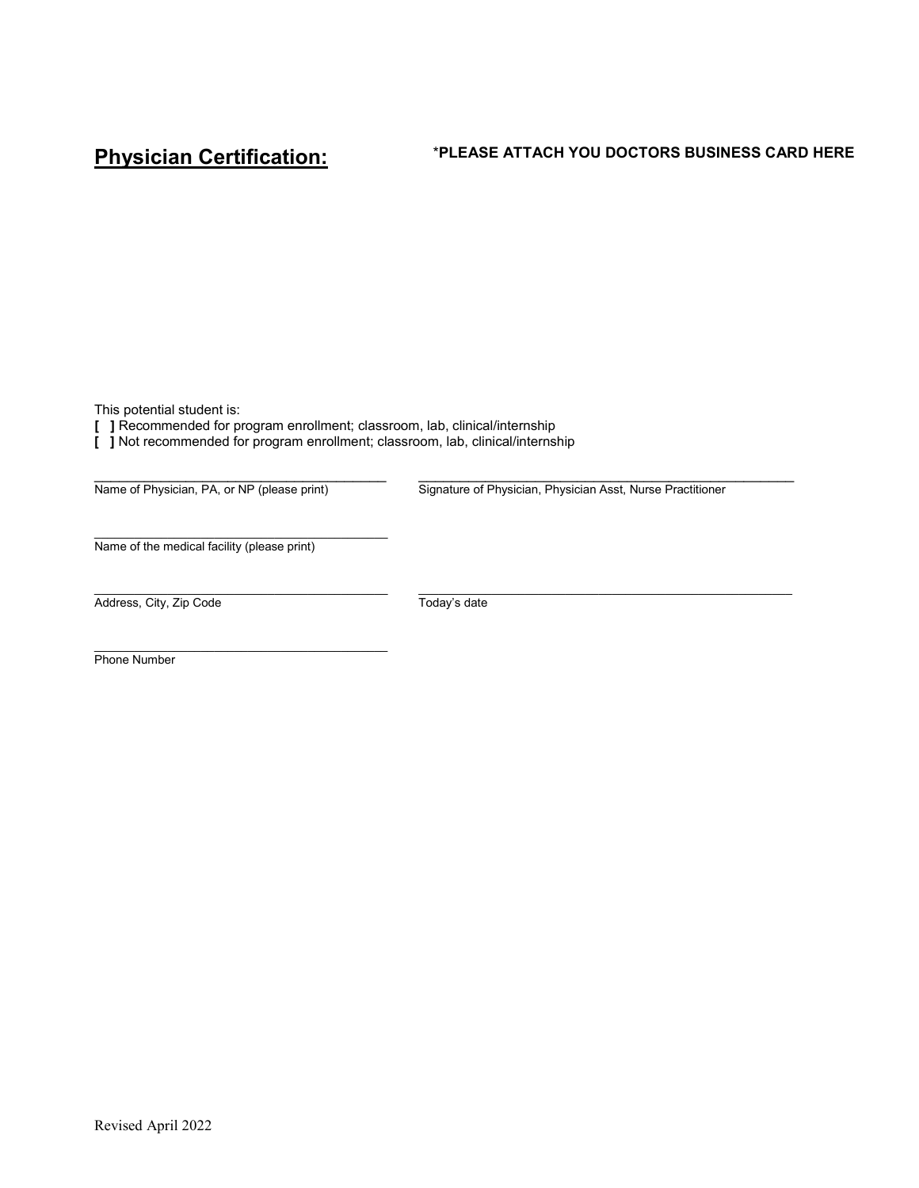## Physician Certification:

***PLEASE ATTACH YOU DOCTORS BUSINESS CARD HERE**

This potential student is:

**[ ]** Recommended for program enrollment; classroom, lab, clinical/internship

**[ ]** Not recommended for program enrollment; classroom, lab, clinical/internship

\_\_\_\_\_\_\_\_\_\_\_\_\_\_\_\_\_\_\_\_\_\_\_\_\_\_\_\_\_\_\_\_\_\_\_\_\_\_\_\_\_\_
Name of Physician, PA, or NP (please print)

\_\_\_\_\_\_\_\_\_\_\_\_\_\_\_\_\_\_\_\_\_\_\_\_\_\_\_\_\_\_\_\_\_\_\_\_\_\_\_\_\_\_\_\_\_\_\_\_\_\_\_\_
Signature of Physician, Physician Asst, Nurse Practitioner

\_\_\_\_\_\_\_\_\_\_\_\_\_\_\_\_\_\_\_\_\_\_\_\_\_\_\_\_\_\_\_\_\_\_\_\_\_\_\_\_\_\_
Name of the medical facility (please print)

\_\_\_\_\_\_\_\_\_\_\_\_\_\_\_\_\_\_\_\_\_\_\_\_\_\_\_\_\_\_\_\_\_\_\_\_\_\_\_\_\_\_
Address, City, Zip Code

\_\_\_\_\_\_\_\_\_\_\_\_\_\_\_\_\_\_\_\_\_\_\_\_\_\_\_\_\_\_\_\_\_\_\_\_\_\_\_\_\_\_\_\_\_\_\_\_\_\_\_\_
Today's date

\_\_\_\_\_\_\_\_\_\_\_\_\_\_\_\_\_\_\_\_\_\_\_\_\_\_\_\_\_\_\_\_\_\_\_\_\_\_\_\_\_\_
Phone Number

Revised April 2022